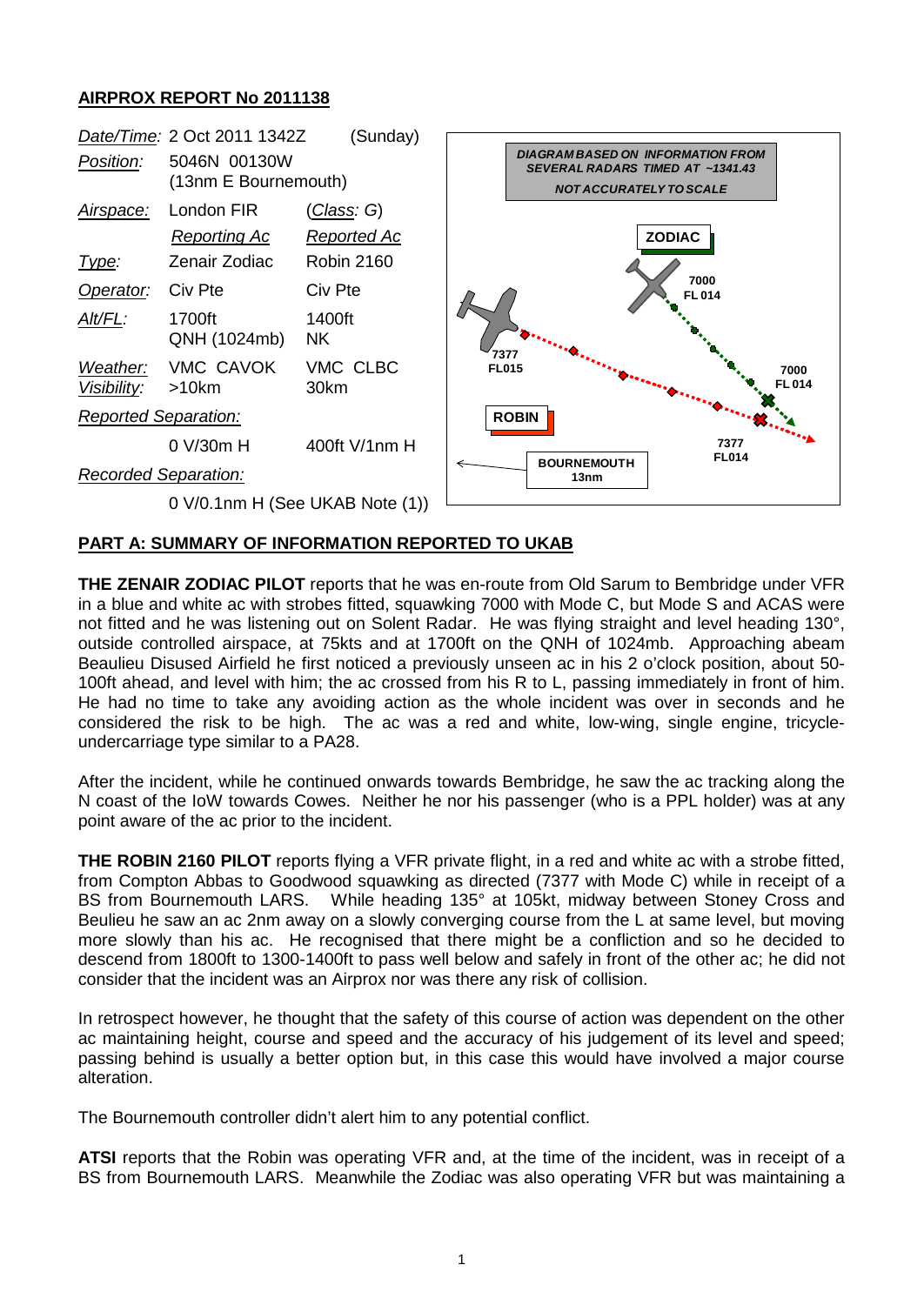# AIRPROX REPORT No 2011138

| | | |
|---|---|---|
| *Date/Time:* | 2 Oct 2011 1342Z | (Sunday) |
| *Position:* | 5046N 00130W (13nm E Bournemouth) | |
| *Airspace:* | London FIR | (*Class*: G) |
| | *Reporting Ac* | *Reported Ac* |
| *Type:* | Zenair Zodiac | Robin 2160 |
| *Operator:* | Civ Pte | Civ Pte |
| *Alt/FL:* | 1700ft QNH (1024mb) | 1400ft NK |
| *Weather:* | VMC CAVOK | VMC CLBC |
| *Visibility:* | >10km | 30km |
| *Reported Separation:* | | |
| | 0 V/30m H | 400ft V/1nm H |
| *Recorded Separation:* | | |
| | 0 V/0.1nm H (See UKAB Note (1)) | |

DIAGRAM BASED ON INFORMATION FROM SEVERAL RADARS TIMED AT ~1341.43

NOT ACCURATELY TO SCALE

## PART A: SUMMARY OF INFORMATION REPORTED TO UKAB

**THE ZENAIR ZODIAC PILOT** reports that he was en-route from Old Sarum to Bembridge under VFR in a blue and white ac with strobes fitted, squawking 7000 with Mode C, but Mode S and ACAS were not fitted and he was listening out on Solent Radar. He was flying straight and level heading 130°, outside controlled airspace, at 75kts and at 1700ft on the QNH of 1024mb. Approaching abeam Beaulieu Disused Airfield he first noticed a previously unseen ac in his 2 o'clock position, about 50-100ft ahead, and level with him; the ac crossed from his R to L, passing immediately in front of him. He had no time to take any avoiding action as the whole incident was over in seconds and he considered the risk to be high. The ac was a red and white, low-wing, single engine, tricycle-undercarriage type similar to a PA28.

After the incident, while he continued onwards towards Bembridge, he saw the ac tracking along the N coast of the IoW towards Cowes. Neither he nor his passenger (who is a PPL holder) was at any point aware of the ac prior to the incident.

**THE ROBIN 2160 PILOT** reports flying a VFR private flight, in a red and white ac with a strobe fitted, from Compton Abbas to Goodwood squawking as directed (7377 with Mode C) while in receipt of a BS from Bournemouth LARS. While heading 135° at 105kt, midway between Stoney Cross and Beulieu he saw an ac 2nm away on a slowly converging course from the L at same level, but moving more slowly than his ac. He recognised that there might be a confliction and so he decided to descend from 1800ft to 1300-1400ft to pass well below and safely in front of the other ac; he did not consider that the incident was an Airprox nor was there any risk of collision.

In retrospect however, he thought that the safety of this course of action was dependent on the other ac maintaining height, course and speed and the accuracy of his judgement of its level and speed; passing behind is usually a better option but, in this case this would have involved a major course alteration.

The Bournemouth controller didn't alert him to any potential conflict.

**ATSI** reports that the Robin was operating VFR and, at the time of the incident, was in receipt of a BS from Bournemouth LARS. Meanwhile the Zodiac was also operating VFR but was maintaining a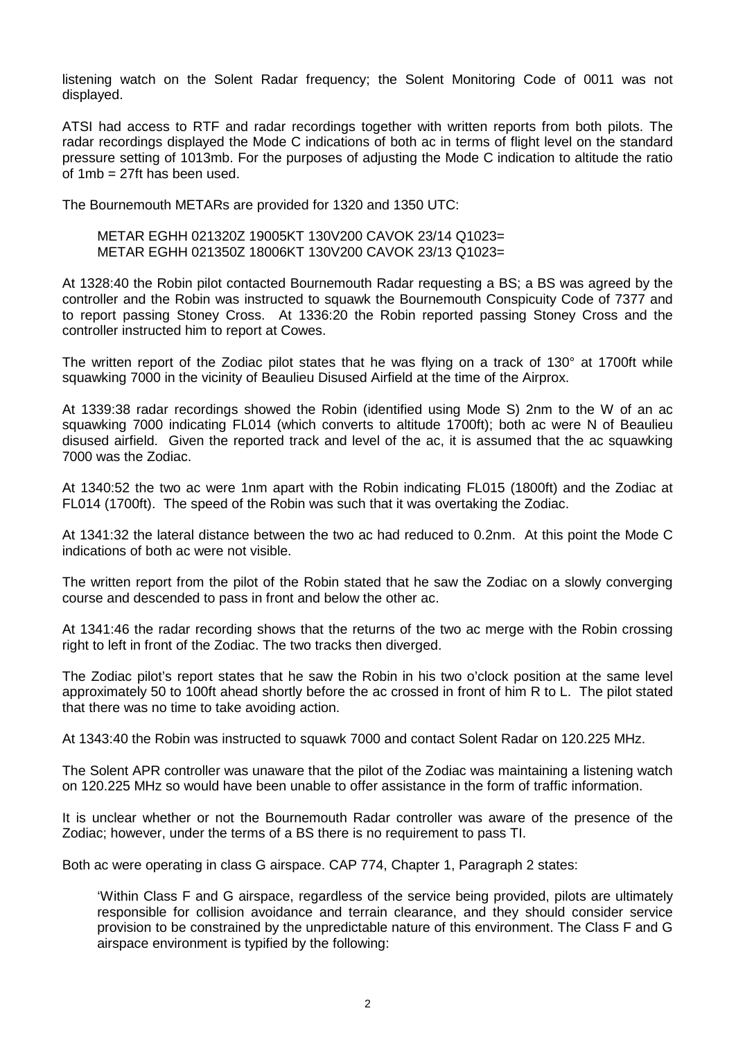listening watch on the Solent Radar frequency; the Solent Monitoring Code of 0011 was not displayed.

ATSI had access to RTF and radar recordings together with written reports from both pilots. The radar recordings displayed the Mode C indications of both ac in terms of flight level on the standard pressure setting of 1013mb. For the purposes of adjusting the Mode C indication to altitude the ratio of 1mb = 27ft has been used.

The Bournemouth METARs are provided for 1320 and 1350 UTC:

> METAR EGHH 021320Z 19005KT 130V200 CAVOK 23/14 Q1023=
> METAR EGHH 021350Z 18006KT 130V200 CAVOK 23/13 Q1023=

At 1328:40 the Robin pilot contacted Bournemouth Radar requesting a BS; a BS was agreed by the controller and the Robin was instructed to squawk the Bournemouth Conspicuity Code of 7377 and to report passing Stoney Cross. At 1336:20 the Robin reported passing Stoney Cross and the controller instructed him to report at Cowes.

The written report of the Zodiac pilot states that he was flying on a track of 130° at 1700ft while squawking 7000 in the vicinity of Beaulieu Disused Airfield at the time of the Airprox.

At 1339:38 radar recordings showed the Robin (identified using Mode S) 2nm to the W of an ac squawking 7000 indicating FL014 (which converts to altitude 1700ft); both ac were N of Beaulieu disused airfield. Given the reported track and level of the ac, it is assumed that the ac squawking 7000 was the Zodiac.

At 1340:52 the two ac were 1nm apart with the Robin indicating FL015 (1800ft) and the Zodiac at FL014 (1700ft). The speed of the Robin was such that it was overtaking the Zodiac.

At 1341:32 the lateral distance between the two ac had reduced to 0.2nm. At this point the Mode C indications of both ac were not visible.

The written report from the pilot of the Robin stated that he saw the Zodiac on a slowly converging course and descended to pass in front and below the other ac.

At 1341:46 the radar recording shows that the returns of the two ac merge with the Robin crossing right to left in front of the Zodiac. The two tracks then diverged.

The Zodiac pilot's report states that he saw the Robin in his two o'clock position at the same level approximately 50 to 100ft ahead shortly before the ac crossed in front of him R to L. The pilot stated that there was no time to take avoiding action.

At 1343:40 the Robin was instructed to squawk 7000 and contact Solent Radar on 120.225 MHz.

The Solent APR controller was unaware that the pilot of the Zodiac was maintaining a listening watch on 120.225 MHz so would have been unable to offer assistance in the form of traffic information.

It is unclear whether or not the Bournemouth Radar controller was aware of the presence of the Zodiac; however, under the terms of a BS there is no requirement to pass TI.

Both ac were operating in class G airspace. CAP 774, Chapter 1, Paragraph 2 states:

> 'Within Class F and G airspace, regardless of the service being provided, pilots are ultimately responsible for collision avoidance and terrain clearance, and they should consider service provision to be constrained by the unpredictable nature of this environment. The Class F and G airspace environment is typified by the following: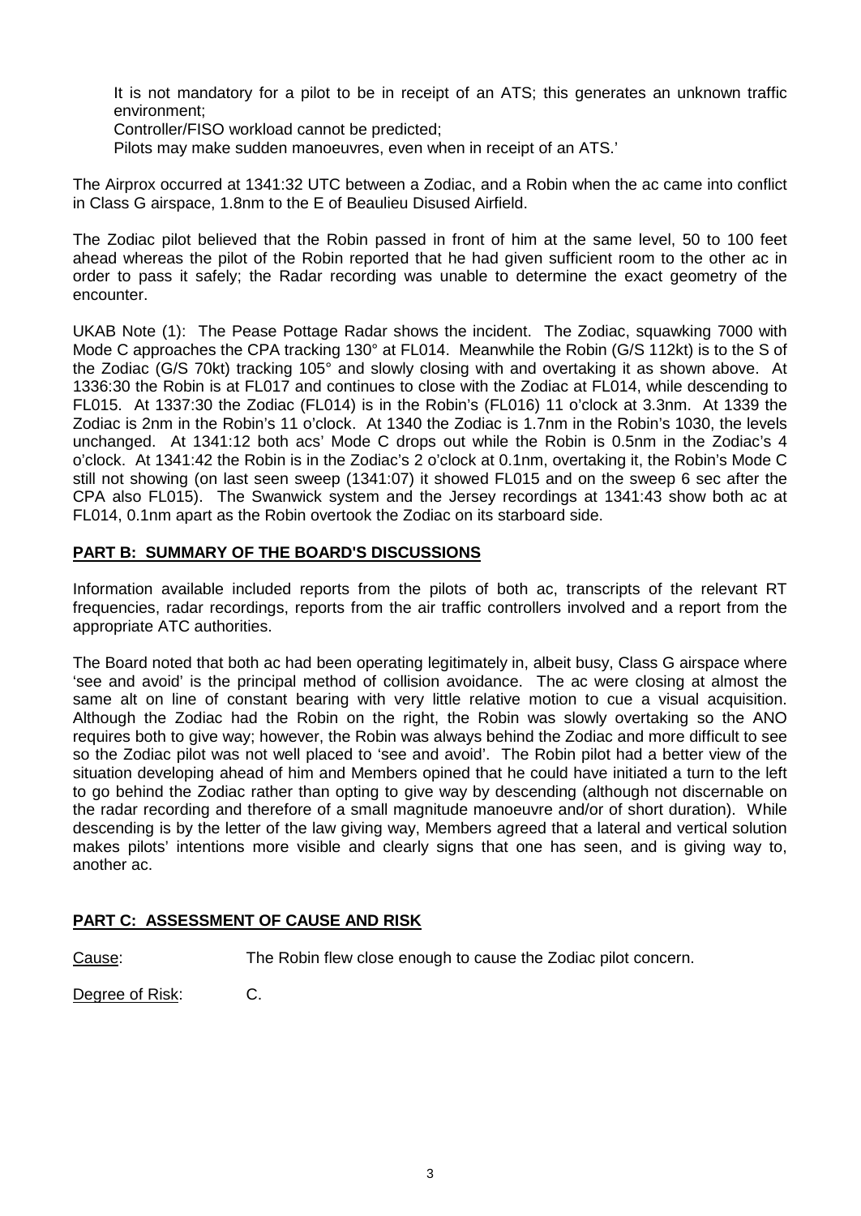It is not mandatory for a pilot to be in receipt of an ATS; this generates an unknown traffic environment;

Controller/FISO workload cannot be predicted;

Pilots may make sudden manoeuvres, even when in receipt of an ATS.'

The Airprox occurred at 1341:32 UTC between a Zodiac, and a Robin when the ac came into conflict in Class G airspace, 1.8nm to the E of Beaulieu Disused Airfield.

The Zodiac pilot believed that the Robin passed in front of him at the same level, 50 to 100 feet ahead whereas the pilot of the Robin reported that he had given sufficient room to the other ac in order to pass it safely; the Radar recording was unable to determine the exact geometry of the encounter.

UKAB Note (1): The Pease Pottage Radar shows the incident. The Zodiac, squawking 7000 with Mode C approaches the CPA tracking 130° at FL014. Meanwhile the Robin (G/S 112kt) is to the S of the Zodiac (G/S 70kt) tracking 105° and slowly closing with and overtaking it as shown above. At 1336:30 the Robin is at FL017 and continues to close with the Zodiac at FL014, while descending to FL015. At 1337:30 the Zodiac (FL014) is in the Robin's (FL016) 11 o'clock at 3.3nm. At 1339 the Zodiac is 2nm in the Robin's 11 o'clock. At 1340 the Zodiac is 1.7nm in the Robin's 1030, the levels unchanged. At 1341:12 both acs' Mode C drops out while the Robin is 0.5nm in the Zodiac's 4 o'clock. At 1341:42 the Robin is in the Zodiac's 2 o'clock at 0.1nm, overtaking it, the Robin's Mode C still not showing (on last seen sweep (1341:07) it showed FL015 and on the sweep 6 sec after the CPA also FL015). The Swanwick system and the Jersey recordings at 1341:43 show both ac at FL014, 0.1nm apart as the Robin overtook the Zodiac on its starboard side.

## PART B: SUMMARY OF THE BOARD'S DISCUSSIONS

Information available included reports from the pilots of both ac, transcripts of the relevant RT frequencies, radar recordings, reports from the air traffic controllers involved and a report from the appropriate ATC authorities.

The Board noted that both ac had been operating legitimately in, albeit busy, Class G airspace where 'see and avoid' is the principal method of collision avoidance. The ac were closing at almost the same alt on line of constant bearing with very little relative motion to cue a visual acquisition. Although the Zodiac had the Robin on the right, the Robin was slowly overtaking so the ANO requires both to give way; however, the Robin was always behind the Zodiac and more difficult to see so the Zodiac pilot was not well placed to 'see and avoid'. The Robin pilot had a better view of the situation developing ahead of him and Members opined that he could have initiated a turn to the left to go behind the Zodiac rather than opting to give way by descending (although not discernable on the radar recording and therefore of a small magnitude manoeuvre and/or of short duration). While descending is by the letter of the law giving way, Members agreed that a lateral and vertical solution makes pilots' intentions more visible and clearly signs that one has seen, and is giving way to, another ac.

## PART C: ASSESSMENT OF CAUSE AND RISK

Cause: The Robin flew close enough to cause the Zodiac pilot concern.

Degree of Risk: C.